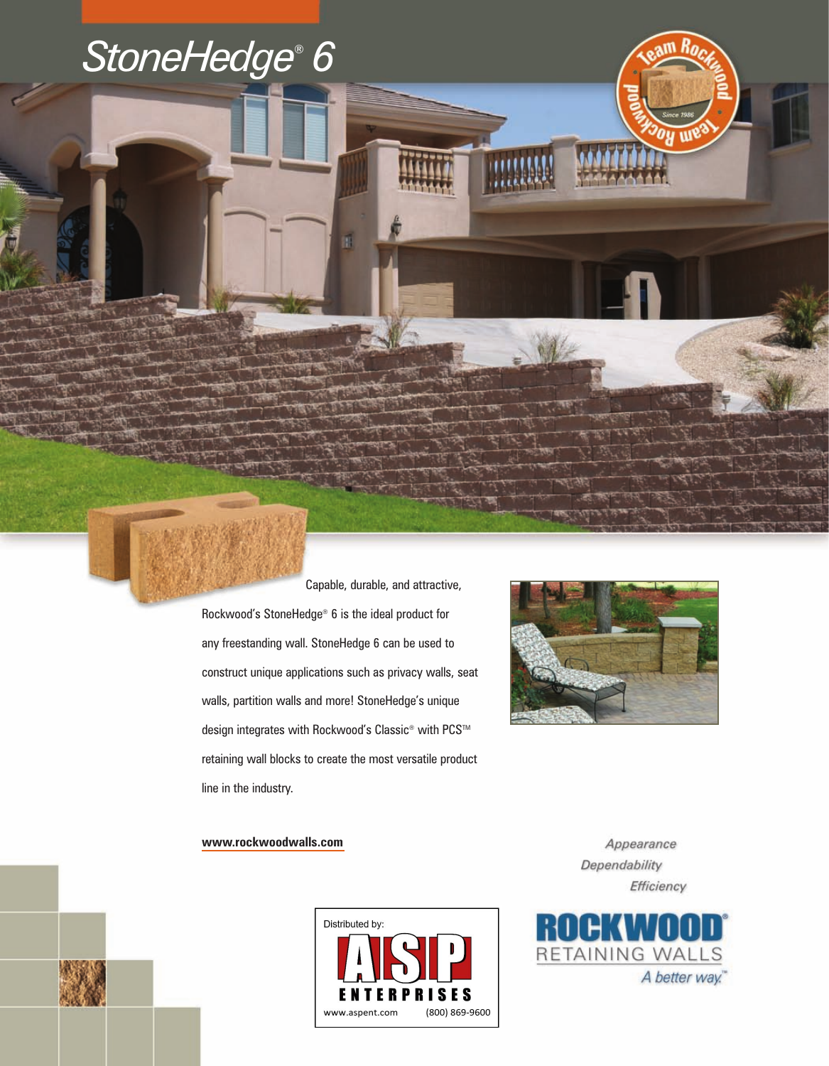# StoneHedge® 6

Capable, durable, and attractive, Rockwood's StoneHedge® 6 is the ideal product for any freestanding wall. StoneHedge 6 can be used to construct unique applications such as privacy walls, seat walls, partition walls and more! StoneHedge's unique design integrates with Rockwood's Classic® with PCS™ retaining wall blocks to create the most versatile product line in the industry.

**www.rockwoodwalls.com**

*Appearance*
*Dependability*
*Efficiency*

Distributed by:
ASP ENTERPRISES
www.aspent.com (800) 869-9600

ROCKWOOD® RETAINING WALLS
*A better way.™*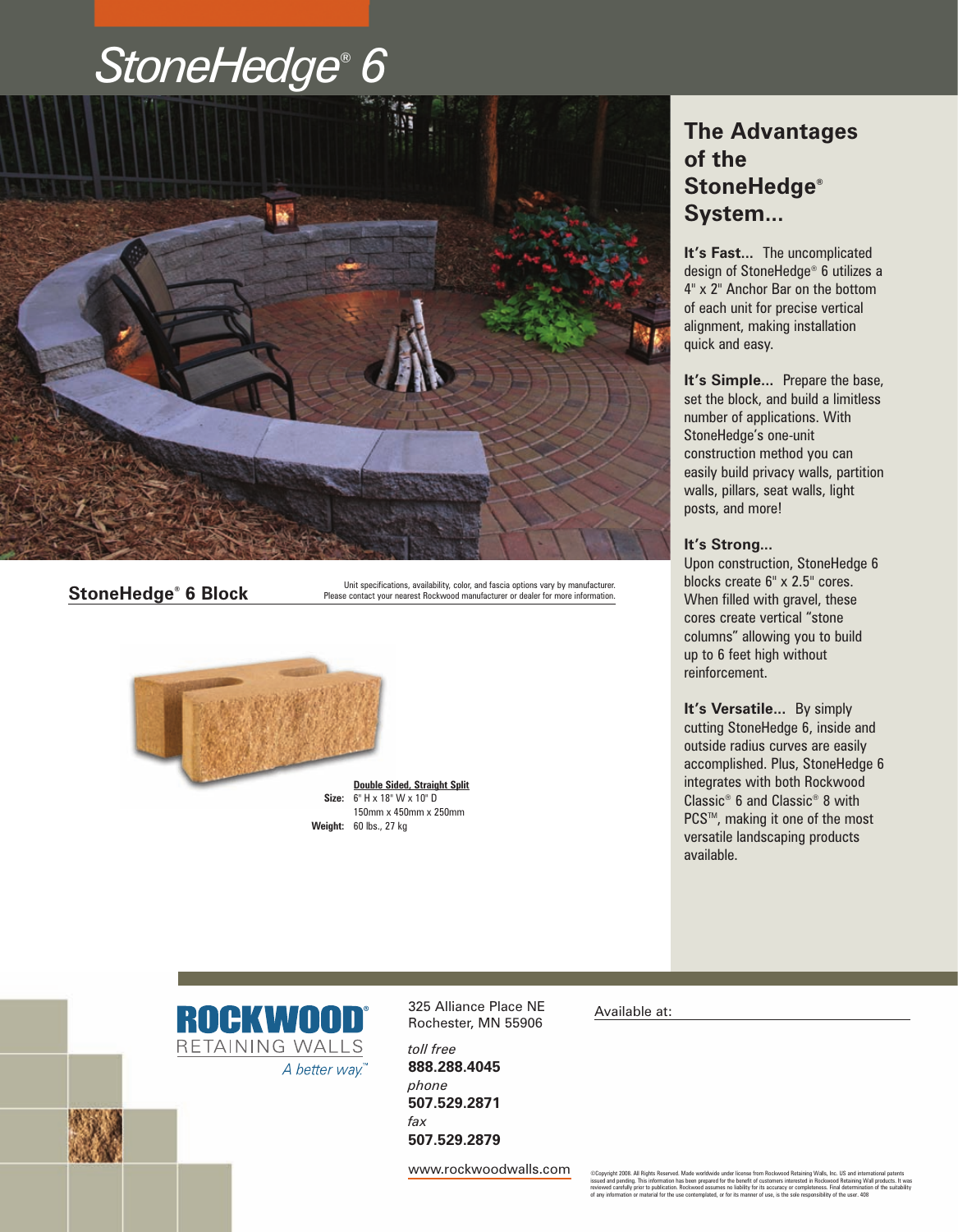# StoneHedge® 6

## The Advantages of the StoneHedge® System...

**It's Fast...** The uncomplicated design of StoneHedge® 6 utilizes a 4" x 2" Anchor Bar on the bottom of each unit for precise vertical alignment, making installation quick and easy.

**It's Simple...** Prepare the base, set the block, and build a limitless number of applications. With StoneHedge's one-unit construction method you can easily build privacy walls, partition walls, pillars, seat walls, light posts, and more!

**It's Strong...** Upon construction, StoneHedge 6 blocks create 6" x 2.5" cores. When filled with gravel, these cores create vertical "stone columns" allowing you to build up to 6 feet high without reinforcement.

**It's Versatile...** By simply cutting StoneHedge 6, inside and outside radius curves are easily accomplished. Plus, StoneHedge 6 integrates with both Rockwood Classic® 6 and Classic® 8 with PCS™, making it one of the most versatile landscaping products available.

## StoneHedge® 6 Block

Unit specifications, availability, color, and fascia options vary by manufacturer. Please contact your nearest Rockwood manufacturer or dealer for more information.

**Double Sided, Straight Split**

**Size:** 6" H x 18" W x 10" D
150mm x 450mm x 250mm

**Weight:** 60 lbs., 27 kg

**ROCKWOOD®**
RETAINING WALLS
*A better way.™*

325 Alliance Place NE
Rochester, MN 55906

*toll free*
**888.288.4045**
*phone*
**507.529.2871**
*fax*
**507.529.2879**

www.rockwoodwalls.com

Available at:

©Copyright 2008. All Rights Reserved. Made worldwide under license from Rockwood Retaining Walls, Inc. US and international patents issued and pending. This information has been prepared for the benefit of customers interested in Rockwood Retaining Wall products. It was reviewed carefully prior to publication. Rockwood assumes no liability for its accuracy or completeness. Final determination of the suitability of any information or material for the use contemplated, or for its manner of use, is the sole responsibility of the user. 408